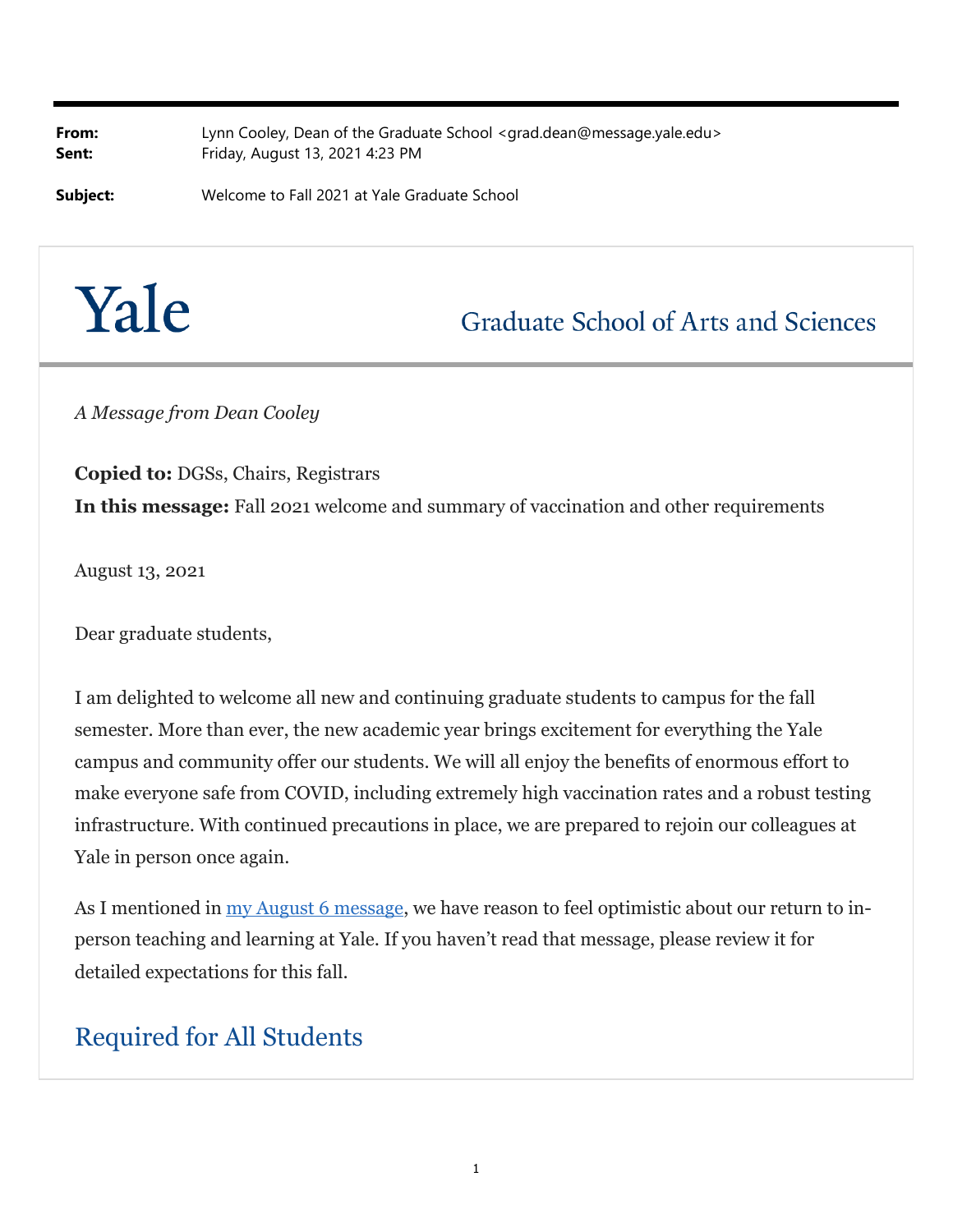**From:** Lynn Cooley, Dean of the Graduate School <grad.dean@message.yale.edu>
**Sent:** Friday, August 13, 2021 4:23 PM

**Subject:** Welcome to Fall 2021 at Yale Graduate School

Yale — Graduate School of Arts and Sciences

*A Message from Dean Cooley*

**Copied to:** DGSs, Chairs, Registrars
**In this message:** Fall 2021 welcome and summary of vaccination and other requirements

August 13, 2021

Dear graduate students,

I am delighted to welcome all new and continuing graduate students to campus for the fall semester. More than ever, the new academic year brings excitement for everything the Yale campus and community offer our students. We will all enjoy the benefits of enormous effort to make everyone safe from COVID, including extremely high vaccination rates and a robust testing infrastructure. With continued precautions in place, we are prepared to rejoin our colleagues at Yale in person once again.

As I mentioned in my August 6 message, we have reason to feel optimistic about our return to in-person teaching and learning at Yale. If you haven't read that message, please review it for detailed expectations for this fall.

## Required for All Students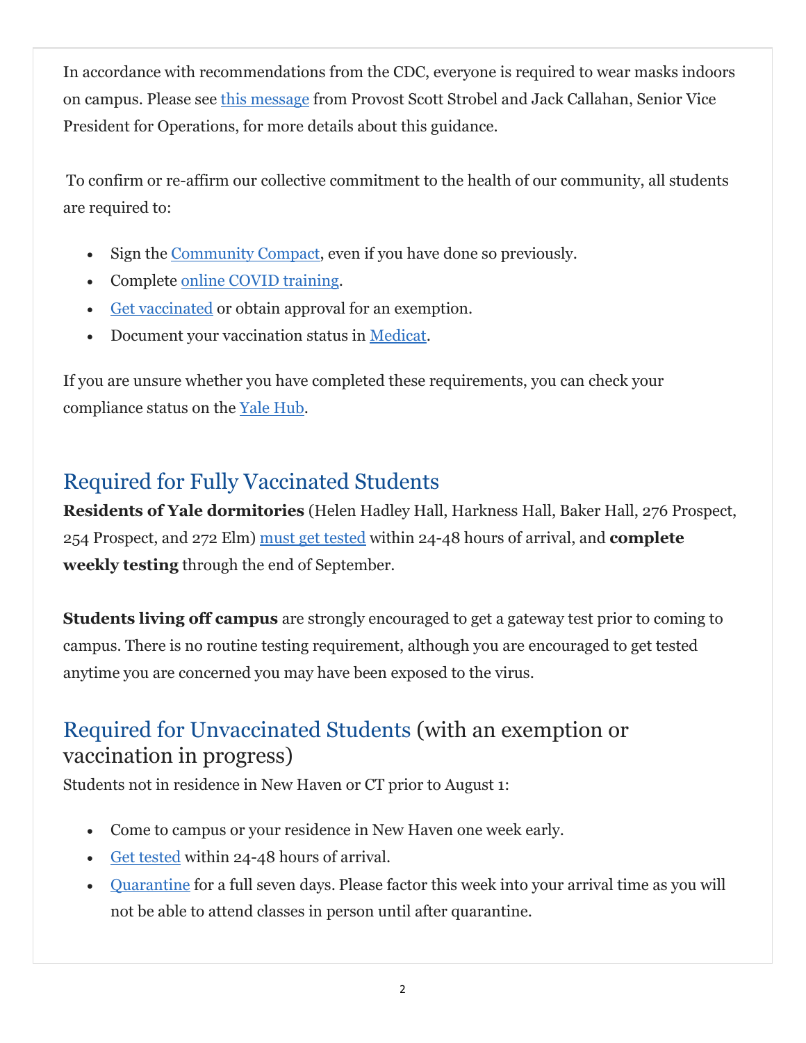In accordance with recommendations from the CDC, everyone is required to wear masks indoors on campus. Please see this message from Provost Scott Strobel and Jack Callahan, Senior Vice President for Operations, for more details about this guidance.

To confirm or re-affirm our collective commitment to the health of our community, all students are required to:

- Sign the Community Compact, even if you have done so previously.
- Complete online COVID training.
- Get vaccinated or obtain approval for an exemption.
- Document your vaccination status in Medicat.

If you are unsure whether you have completed these requirements, you can check your compliance status on the Yale Hub.

## Required for Fully Vaccinated Students

**Residents of Yale dormitories** (Helen Hadley Hall, Harkness Hall, Baker Hall, 276 Prospect, 254 Prospect, and 272 Elm) must get tested within 24-48 hours of arrival, and **complete weekly testing** through the end of September.

**Students living off campus** are strongly encouraged to get a gateway test prior to coming to campus. There is no routine testing requirement, although you are encouraged to get tested anytime you are concerned you may have been exposed to the virus.

## Required for Unvaccinated Students (with an exemption or vaccination in progress)

Students not in residence in New Haven or CT prior to August 1:

- Come to campus or your residence in New Haven one week early.
- Get tested within 24-48 hours of arrival.
- Quarantine for a full seven days. Please factor this week into your arrival time as you will not be able to attend classes in person until after quarantine.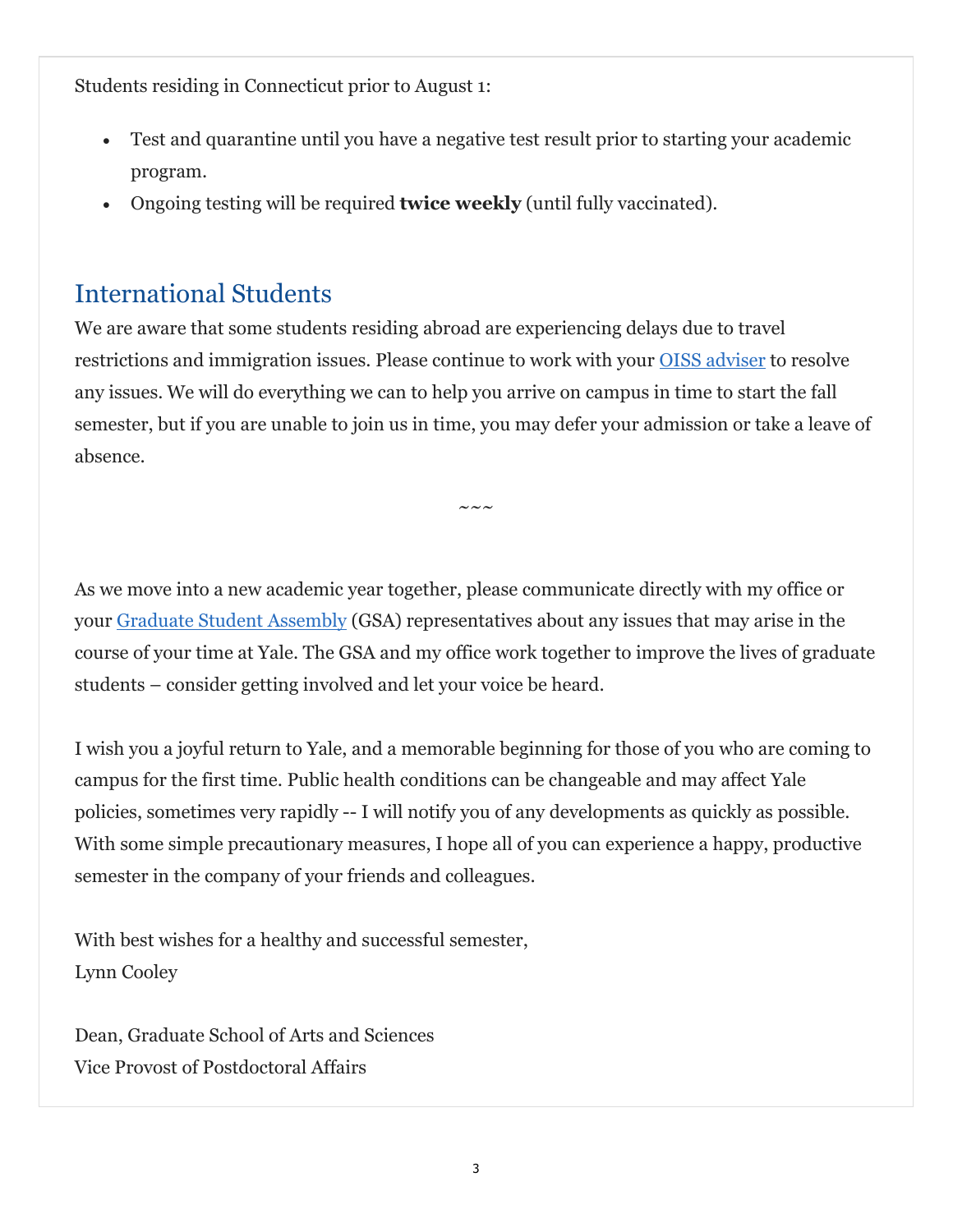Students residing in Connecticut prior to August 1:

- Test and quarantine until you have a negative test result prior to starting your academic program.
- Ongoing testing will be required **twice weekly** (until fully vaccinated).

## International Students

We are aware that some students residing abroad are experiencing delays due to travel restrictions and immigration issues. Please continue to work with your OISS adviser to resolve any issues. We will do everything we can to help you arrive on campus in time to start the fall semester, but if you are unable to join us in time, you may defer your admission or take a leave of absence.

~~~

As we move into a new academic year together, please communicate directly with my office or your Graduate Student Assembly (GSA) representatives about any issues that may arise in the course of your time at Yale. The GSA and my office work together to improve the lives of graduate students – consider getting involved and let your voice be heard.

I wish you a joyful return to Yale, and a memorable beginning for those of you who are coming to campus for the first time. Public health conditions can be changeable and may affect Yale policies, sometimes very rapidly -- I will notify you of any developments as quickly as possible. With some simple precautionary measures, I hope all of you can experience a happy, productive semester in the company of your friends and colleagues.

With best wishes for a healthy and successful semester,
Lynn Cooley

Dean, Graduate School of Arts and Sciences
Vice Provost of Postdoctoral Affairs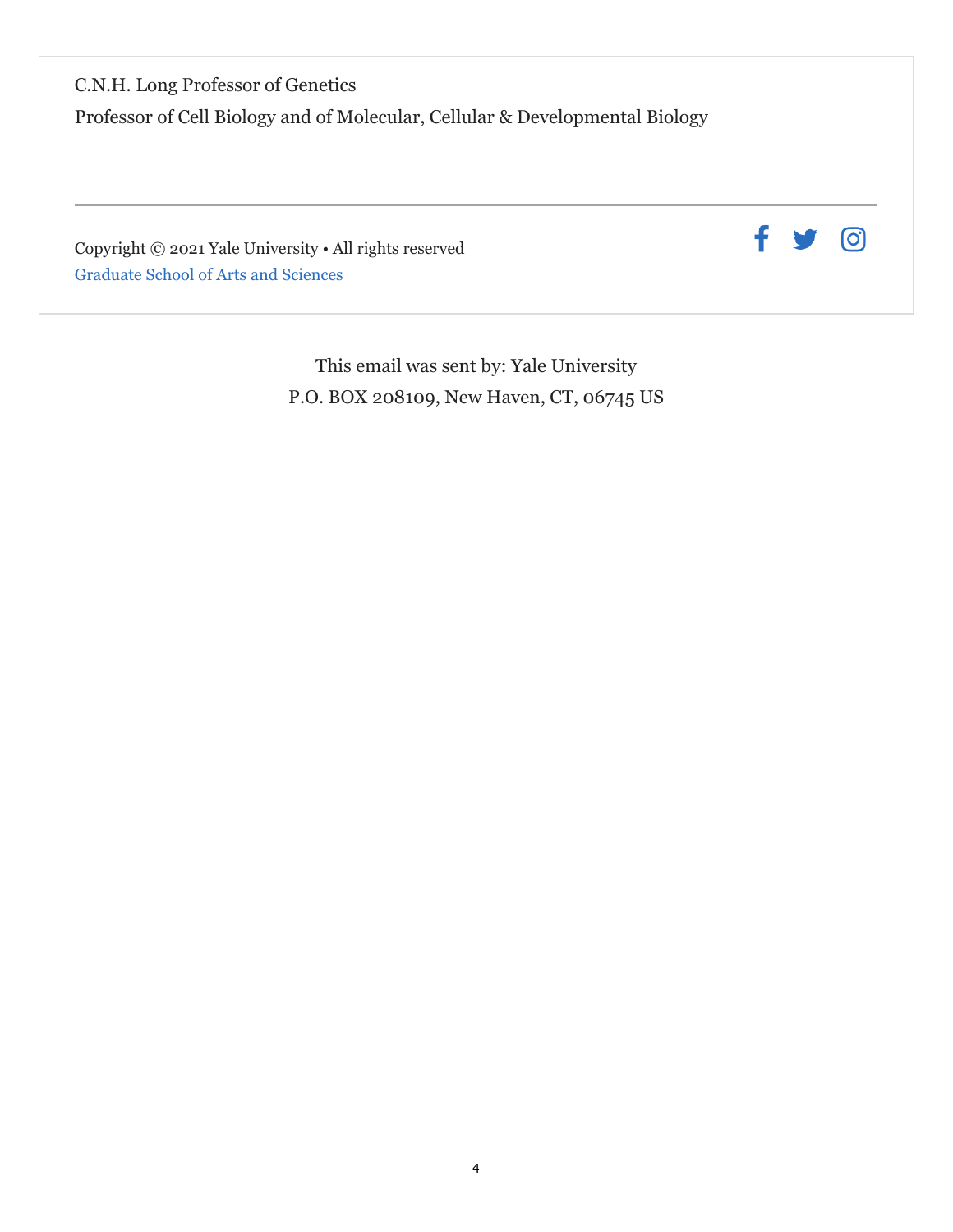C.N.H. Long Professor of Genetics

Professor of Cell Biology and of Molecular, Cellular & Developmental Biology

---

Copyright © 2021 Yale University • All rights reserved

Graduate School of Arts and Sciences

This email was sent by: Yale University

P.O. BOX 208109, New Haven, CT, 06745 US